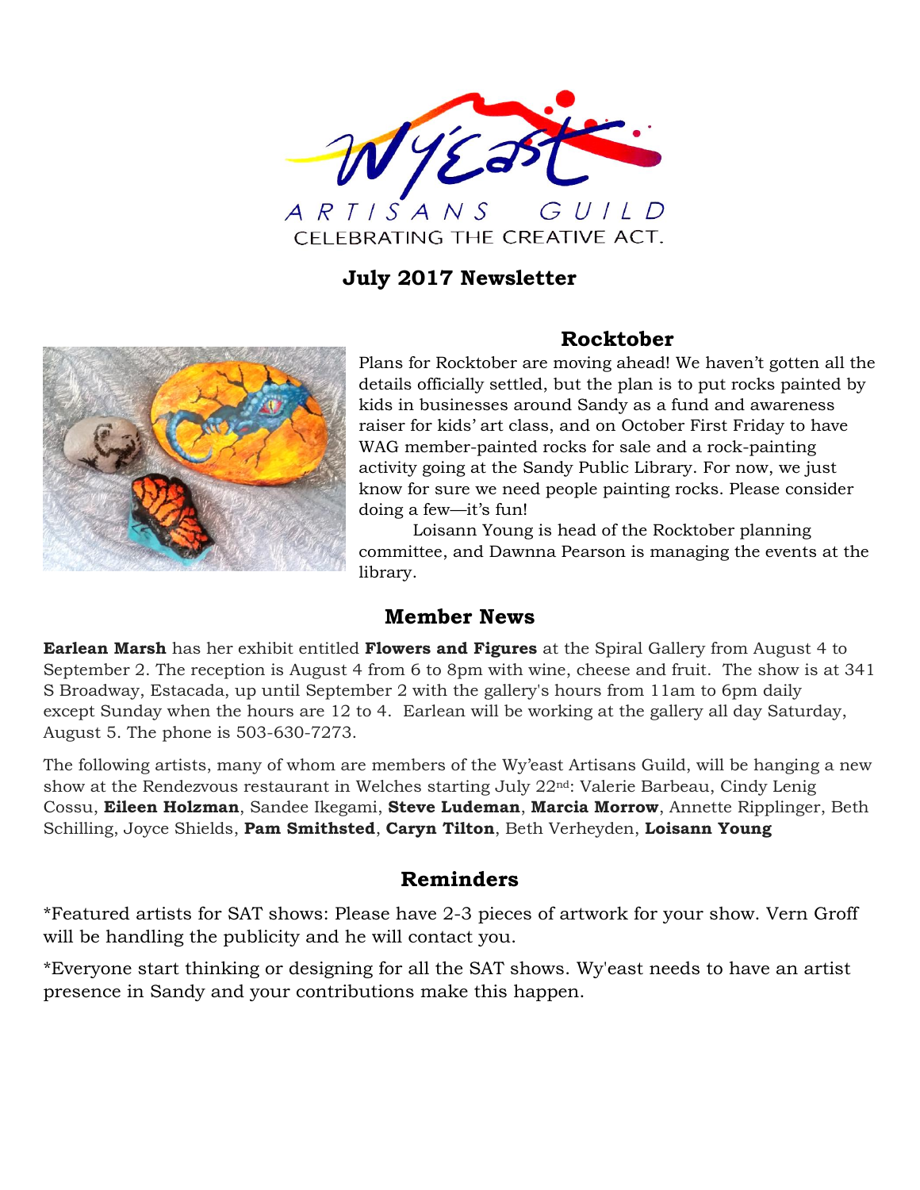Wy'east ARTISANS GUILD

CELEBRATING THE CREATIVE ACT.

## July 2017 Newsletter

### Rocktober

Plans for Rocktober are moving ahead! We haven't gotten all the details officially settled, but the plan is to put rocks painted by kids in businesses around Sandy as a fund and awareness raiser for kids' art class, and on October First Friday to have WAG member-painted rocks for sale and a rock-painting activity going at the Sandy Public Library. For now, we just know for sure we need people painting rocks. Please consider doing a few—it's fun!

Loisann Young is head of the Rocktober planning committee, and Dawnna Pearson is managing the events at the library.

### Member News

**Earlean Marsh** has her exhibit entitled **Flowers and Figures** at the Spiral Gallery from August 4 to September 2. The reception is August 4 from 6 to 8pm with wine, cheese and fruit. The show is at 341 S Broadway, Estacada, up until September 2 with the gallery's hours from 11am to 6pm daily except Sunday when the hours are 12 to 4. Earlean will be working at the gallery all day Saturday, August 5. The phone is 503-630-7273.

The following artists, many of whom are members of the Wy'east Artisans Guild, will be hanging a new show at the Rendezvous restaurant in Welches starting July 22nd: Valerie Barbeau, Cindy Lenig Cossu, **Eileen Holzman**, Sandee Ikegami, **Steve Ludeman**, **Marcia Morrow**, Annette Ripplinger, Beth Schilling, Joyce Shields, **Pam Smithsted**, **Caryn Tilton**, Beth Verheyden, **Loisann Young**

### Reminders

*Featured artists for SAT shows: Please have 2-3 pieces of artwork for your show. Vern Groff will be handling the publicity and he will contact you.

*Everyone start thinking or designing for all the SAT shows. Wy'east needs to have an artist presence in Sandy and your contributions make this happen.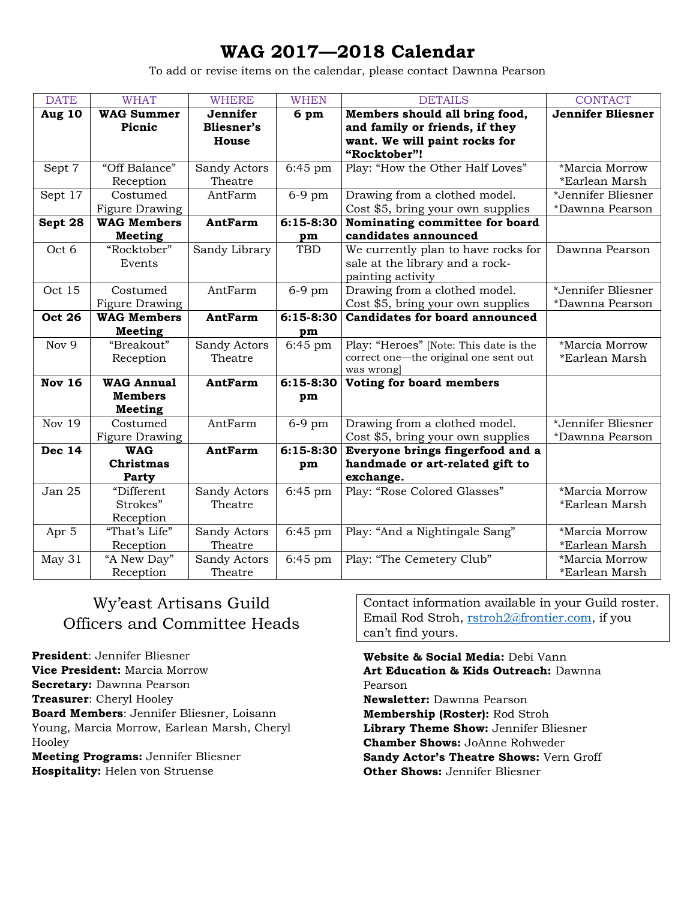# WAG 2017—2018 Calendar

To add or revise items on the calendar, please contact Dawnna Pearson

| DATE | WHAT | WHERE | WHEN | DETAILS | CONTACT |
|---|---|---|---|---|---|
| **Aug 10** | **WAG Summer Picnic** | **Jennifer Bliesner's House** | **6 pm** | **Members should all bring food, and family or friends, if they want. We will paint rocks for "Rocktober"!** | **Jennifer Bliesner** |
| Sept 7 | "Off Balance" Reception | Sandy Actors Theatre | 6:45 pm | Play: "How the Other Half Loves" | *Marcia Morrow *Earlean Marsh |
| Sept 17 | Costumed Figure Drawing | AntFarm | 6-9 pm | Drawing from a clothed model. Cost $5, bring your own supplies | *Jennifer Bliesner *Dawnna Pearson |
| **Sept 28** | **WAG Members Meeting** | **AntFarm** | **6:15-8:30 pm** | **Nominating committee for board candidates announced** | |
| Oct 6 | "Rocktober" Events | Sandy Library | TBD | We currently plan to have rocks for sale at the library and a rock-painting activity | Dawnna Pearson |
| Oct 15 | Costumed Figure Drawing | AntFarm | 6-9 pm | Drawing from a clothed model. Cost $5, bring your own supplies | *Jennifer Bliesner *Dawnna Pearson |
| **Oct 26** | **WAG Members Meeting** | **AntFarm** | **6:15-8:30 pm** | **Candidates for board announced** | |
| Nov 9 | "Breakout" Reception | Sandy Actors Theatre | 6:45 pm | Play: "Heroes" [Note: This date is the correct one—the original one sent out was wrong] | *Marcia Morrow *Earlean Marsh |
| **Nov 16** | **WAG Annual Members Meeting** | **AntFarm** | **6:15-8:30 pm** | **Voting for board members** | |
| Nov 19 | Costumed Figure Drawing | AntFarm | 6-9 pm | Drawing from a clothed model. Cost $5, bring your own supplies | *Jennifer Bliesner *Dawnna Pearson |
| **Dec 14** | **WAG Christmas Party** | **AntFarm** | **6:15-8:30 pm** | **Everyone brings fingerfood and a handmade or art-related gift to exchange.** | |
| Jan 25 | "Different Strokes" Reception | Sandy Actors Theatre | 6:45 pm | Play: "Rose Colored Glasses" | *Marcia Morrow *Earlean Marsh |
| Apr 5 | "That's Life" Reception | Sandy Actors Theatre | 6:45 pm | Play: "And a Nightingale Sang" | *Marcia Morrow *Earlean Marsh |
| May 31 | "A New Day" Reception | Sandy Actors Theatre | 6:45 pm | Play: "The Cemetery Club" | *Marcia Morrow *Earlean Marsh |

## Wy'east Artisans Guild Officers and Committee Heads

**President**: Jennifer Bliesner
**Vice President:** Marcia Morrow
**Secretary:** Dawnna Pearson
**Treasurer**: Cheryl Hooley
**Board Members**: Jennifer Bliesner, Loisann Young, Marcia Morrow, Earlean Marsh, Cheryl Hooley
**Meeting Programs:** Jennifer Bliesner
**Hospitality:** Helen von Struense

Contact information available in your Guild roster. Email Rod Stroh, rstroh2@frontier.com, if you can't find yours.

**Website & Social Media:** Debi Vann
**Art Education & Kids Outreach:** Dawnna Pearson
**Newsletter:** Dawnna Pearson
**Membership (Roster):** Rod Stroh
**Library Theme Show:** Jennifer Bliesner
**Chamber Shows:** JoAnne Rohweder
**Sandy Actor's Theatre Shows:** Vern Groff
**Other Shows:** Jennifer Bliesner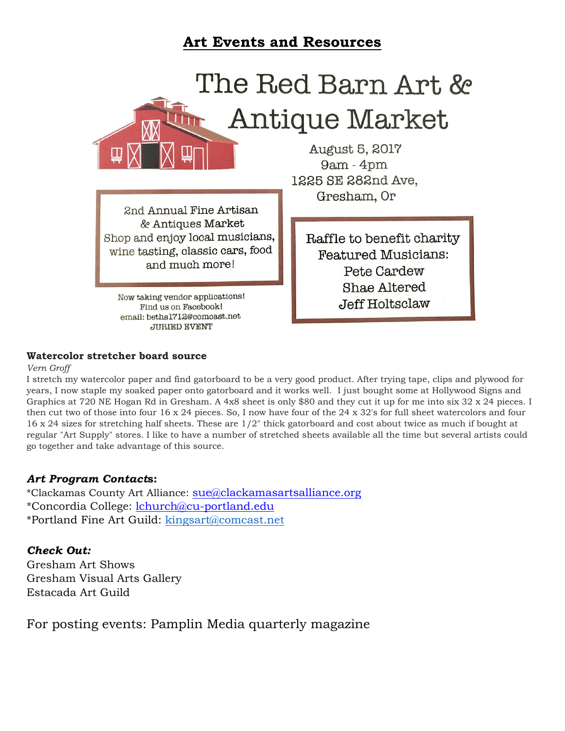# Art Events and Resources

## The Red Barn Art & Antique Market

August 5, 2017
9am - 4pm
1225 SE 282nd Ave,
Gresham, Or

2nd Annual Fine Artisan & Antiques Market
Shop and enjoy local musicians, wine tasting, classic cars, food and much more!

Now taking vendor applications!
Find us on Facebook!
email: beths1712@comcast.net
JURIED EVENT

Raffle to benefit charity
Featured Musicians:
Pete Cardew
Shae Altered
Jeff Holtsclaw

**Watercolor stretcher board source**

*Vern Groff*

I stretch my watercolor paper and find gatorboard to be a very good product. After trying tape, clips and plywood for years, I now staple my soaked paper onto gatorboard and it works well. I just bought some at Hollywood Signs and Graphics at 720 NE Hogan Rd in Gresham. A 4x8 sheet is only $80 and they cut it up for me into six 32 x 24 pieces. I then cut two of those into four 16 x 24 pieces. So, I now have four of the 24 x 32's for full sheet watercolors and four 16 x 24 sizes for stretching half sheets. These are 1/2" thick gatorboard and cost about twice as much if bought at regular "Art Supply" stores. I like to have a number of stretched sheets available all the time but several artists could go together and take advantage of this source.

***Art Program Contacts*:**

*Clackamas County Art Alliance: sue@clackamasartsalliance.org
*Concordia College: lchurch@cu-portland.edu
*Portland Fine Art Guild: kingsart@comcast.net

***Check Out:***

Gresham Art Shows
Gresham Visual Arts Gallery
Estacada Art Guild

For posting events: Pamplin Media quarterly magazine